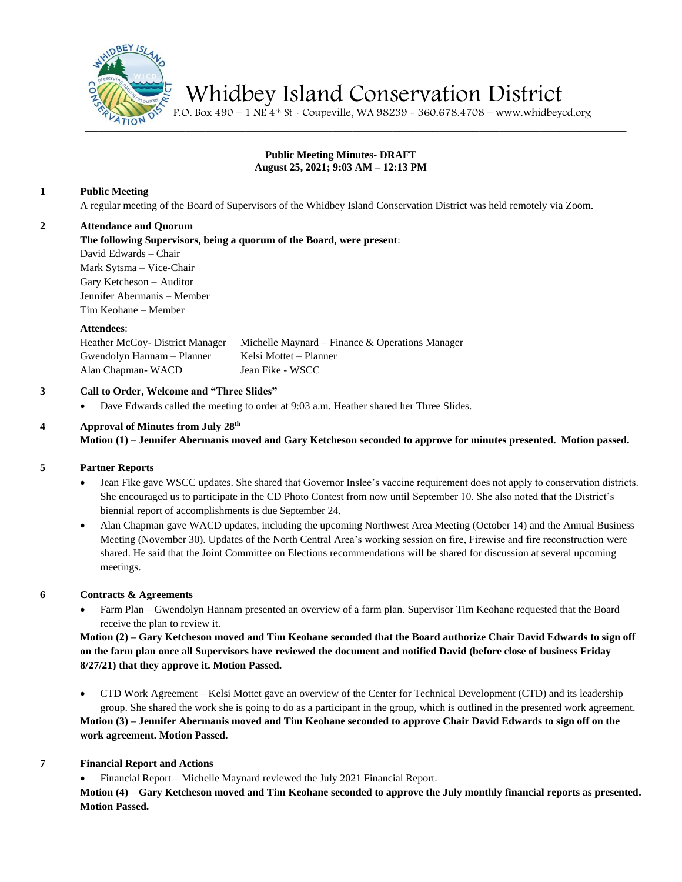# Whidbey Island Conservation District

P.O. Box 490 – 1 NE 4th St - Coupeville, WA 98239 - 360.678.4708 – www.whidbeycd.org

**Public Meeting Minutes- DRAFT**
**August 25, 2021; 9:03 AM – 12:13 PM**

**1 Public Meeting**

A regular meeting of the Board of Supervisors of the Whidbey Island Conservation District was held remotely via Zoom.

**2 Attendance and Quorum**

**The following Supervisors, being a quorum of the Board, were present**:
David Edwards – Chair
Mark Sytsma – Vice-Chair
Gary Ketcheson – Auditor
Jennifer Abermanis – Member
Tim Keohane – Member

**Attendees**:

| | |
|---|---|
| Heather McCoy- District Manager | Michelle Maynard – Finance & Operations Manager |
| Gwendolyn Hannam – Planner | Kelsi Mottet – Planner |
| Alan Chapman- WACD | Jean Fike - WSCC |

**3 Call to Order, Welcome and "Three Slides"**

- Dave Edwards called the meeting to order at 9:03 a.m. Heather shared her Three Slides.

**4 Approval of Minutes from July 28th**

**Motion (1)** – **Jennifer Abermanis moved and Gary Ketcheson seconded to approve for minutes presented. Motion passed.**

**5 Partner Reports**

- Jean Fike gave WSCC updates. She shared that Governor Inslee's vaccine requirement does not apply to conservation districts. She encouraged us to participate in the CD Photo Contest from now until September 10. She also noted that the District's biennial report of accomplishments is due September 24.
- Alan Chapman gave WACD updates, including the upcoming Northwest Area Meeting (October 14) and the Annual Business Meeting (November 30). Updates of the North Central Area's working session on fire, Firewise and fire reconstruction were shared. He said that the Joint Committee on Elections recommendations will be shared for discussion at several upcoming meetings.

**6 Contracts & Agreements**

- Farm Plan – Gwendolyn Hannam presented an overview of a farm plan. Supervisor Tim Keohane requested that the Board receive the plan to review it.

**Motion (2) – Gary Ketcheson moved and Tim Keohane seconded that the Board authorize Chair David Edwards to sign off on the farm plan once all Supervisors have reviewed the document and notified David (before close of business Friday 8/27/21) that they approve it. Motion Passed.**

- CTD Work Agreement – Kelsi Mottet gave an overview of the Center for Technical Development (CTD) and its leadership group. She shared the work she is going to do as a participant in the group, which is outlined in the presented work agreement.

**Motion (3) – Jennifer Abermanis moved and Tim Keohane seconded to approve Chair David Edwards to sign off on the work agreement. Motion Passed.**

**7 Financial Report and Actions**

- Financial Report – Michelle Maynard reviewed the July 2021 Financial Report.

**Motion (4)** – **Gary Ketcheson moved and Tim Keohane seconded to approve the July monthly financial reports as presented. Motion Passed.**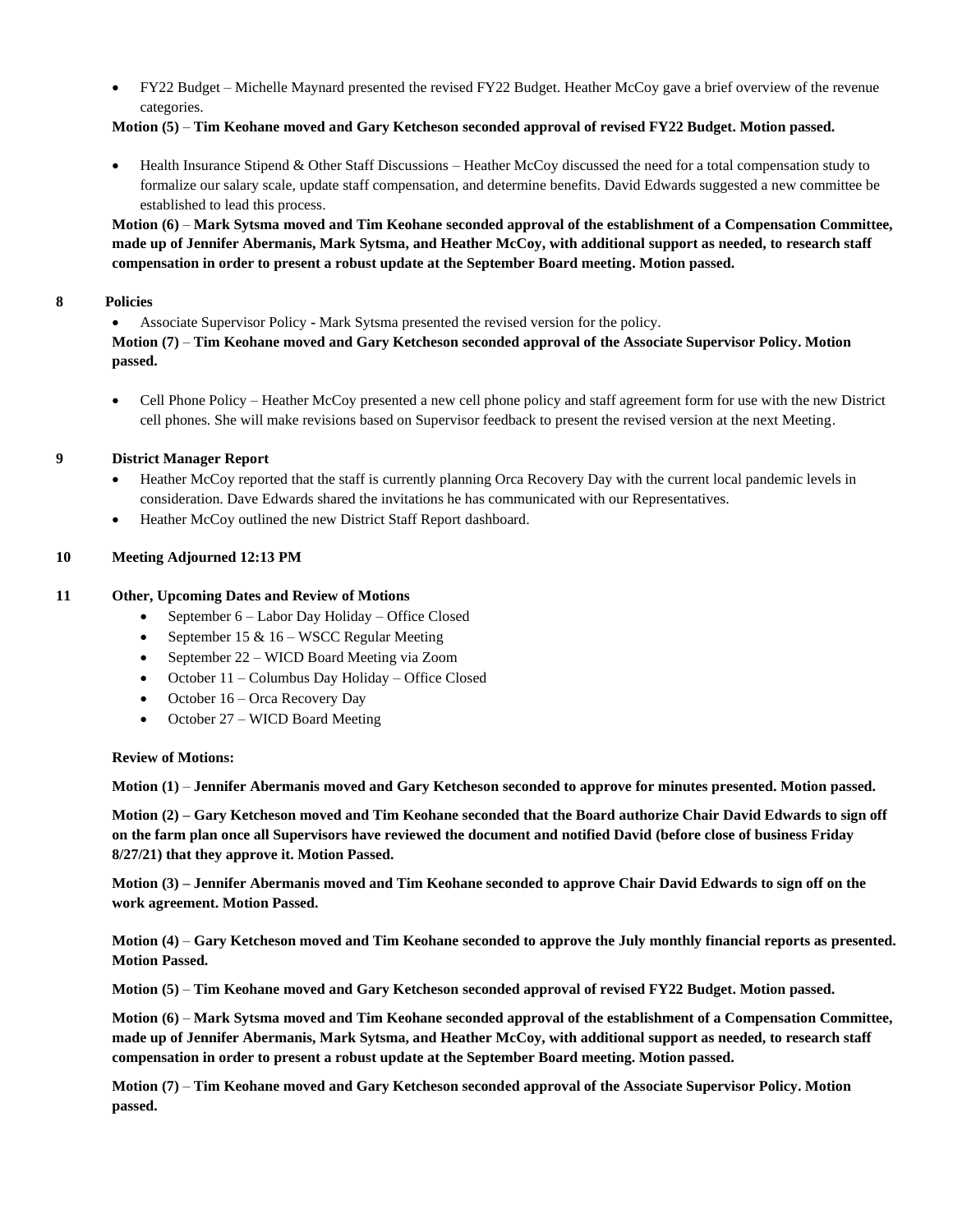- FY22 Budget – Michelle Maynard presented the revised FY22 Budget. Heather McCoy gave a brief overview of the revenue categories.

**Motion (5)** – **Tim Keohane moved and Gary Ketcheson seconded approval of revised FY22 Budget. Motion passed.**

- Health Insurance Stipend & Other Staff Discussions – Heather McCoy discussed the need for a total compensation study to formalize our salary scale, update staff compensation, and determine benefits. David Edwards suggested a new committee be established to lead this process.

**Motion (6)** – **Mark Sytsma moved and Tim Keohane seconded approval of the establishment of a Compensation Committee, made up of Jennifer Abermanis, Mark Sytsma, and Heather McCoy, with additional support as needed, to research staff compensation in order to present a robust update at the September Board meeting. Motion passed.**

## 8 Policies

- Associate Supervisor Policy **-** Mark Sytsma presented the revised version for the policy.

**Motion (7)** – **Tim Keohane moved and Gary Ketcheson seconded approval of the Associate Supervisor Policy. Motion passed.**

- Cell Phone Policy – Heather McCoy presented a new cell phone policy and staff agreement form for use with the new District cell phones. She will make revisions based on Supervisor feedback to present the revised version at the next Meeting.

## 9 District Manager Report

- Heather McCoy reported that the staff is currently planning Orca Recovery Day with the current local pandemic levels in consideration. Dave Edwards shared the invitations he has communicated with our Representatives.
- Heather McCoy outlined the new District Staff Report dashboard.

## 10 Meeting Adjourned 12:13 PM

## 11 Other, Upcoming Dates and Review of Motions

- September 6 – Labor Day Holiday – Office Closed
- September 15 & 16 – WSCC Regular Meeting
- September 22 – WICD Board Meeting via Zoom
- October 11 – Columbus Day Holiday – Office Closed
- October 16 – Orca Recovery Day
- October 27 – WICD Board Meeting

**Review of Motions:**

**Motion (1)** – **Jennifer Abermanis moved and Gary Ketcheson seconded to approve for minutes presented. Motion passed.**

**Motion (2) – Gary Ketcheson moved and Tim Keohane seconded that the Board authorize Chair David Edwards to sign off on the farm plan once all Supervisors have reviewed the document and notified David (before close of business Friday 8/27/21) that they approve it. Motion Passed.**

**Motion (3) – Jennifer Abermanis moved and Tim Keohane seconded to approve Chair David Edwards to sign off on the work agreement. Motion Passed.**

**Motion (4)** – **Gary Ketcheson moved and Tim Keohane seconded to approve the July monthly financial reports as presented. Motion Passed.**

**Motion (5)** – **Tim Keohane moved and Gary Ketcheson seconded approval of revised FY22 Budget. Motion passed.**

**Motion (6)** – **Mark Sytsma moved and Tim Keohane seconded approval of the establishment of a Compensation Committee, made up of Jennifer Abermanis, Mark Sytsma, and Heather McCoy, with additional support as needed, to research staff compensation in order to present a robust update at the September Board meeting. Motion passed.**

**Motion (7)** – **Tim Keohane moved and Gary Ketcheson seconded approval of the Associate Supervisor Policy. Motion passed.**